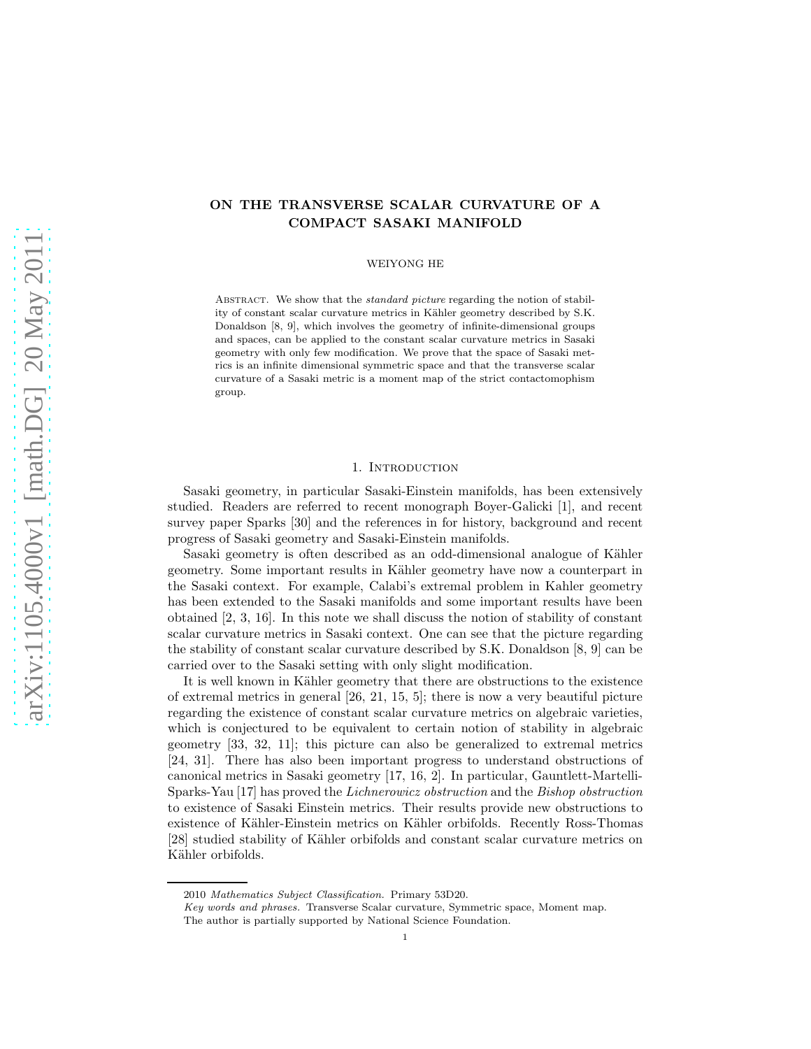# ON THE TRANSVERSE SCALAR CURVATURE OF A COMPACT SASAKI MANIFOLD

WEIYONG HE

Abstract. We show that the *standard picture* regarding the notion of stability of constant scalar curvature metrics in Kähler geometry described by S.K. Donaldson [8, 9], which involves the geometry of infinite-dimensional groups and spaces, can be applied to the constant scalar curvature metrics in Sasaki geometry with only few modification. We prove that the space of Sasaki metrics is an infinite dimensional symmetric space and that the transverse scalar curvature of a Sasaki metric is a moment map of the strict contactomophism group.

## 1. Introduction

Sasaki geometry, in particular Sasaki-Einstein manifolds, has been extensively studied. Readers are referred to recent monograph Boyer-Galicki [1], and recent survey paper Sparks [30] and the references in for history, background and recent progress of Sasaki geometry and Sasaki-Einstein manifolds.

Sasaki geometry is often described as an odd-dimensional analogue of Kähler geometry. Some important results in Kähler geometry have now a counterpart in the Sasaki context. For example, Calabi's extremal problem in Kahler geometry has been extended to the Sasaki manifolds and some important results have been obtained [2, 3, 16]. In this note we shall discuss the notion of stability of constant scalar curvature metrics in Sasaki context. One can see that the picture regarding the stability of constant scalar curvature described by S.K. Donaldson [8, 9] can be carried over to the Sasaki setting with only slight modification.

It is well known in Kähler geometry that there are obstructions to the existence of extremal metrics in general [26, 21, 15, 5]; there is now a very beautiful picture regarding the existence of constant scalar curvature metrics on algebraic varieties, which is conjectured to be equivalent to certain notion of stability in algebraic geometry [33, 32, 11]; this picture can also be generalized to extremal metrics [24, 31]. There has also been important progress to understand obstructions of canonical metrics in Sasaki geometry [17, 16, 2]. In particular, Gauntlett-Martelli-Sparks-Yau [17] has proved the *Lichnerowicz obstruction* and the *Bishop obstruction* to existence of Sasaki Einstein metrics. Their results provide new obstructions to existence of Kähler-Einstein metrics on Kähler orbifolds. Recently Ross-Thomas [28] studied stability of Kähler orbifolds and constant scalar curvature metrics on Kähler orbifolds.

---

2010 *Mathematics Subject Classification.* Primary 53D20.

*Key words and phrases.* Transverse Scalar curvature, Symmetric space, Moment map.

The author is partially supported by National Science Foundation.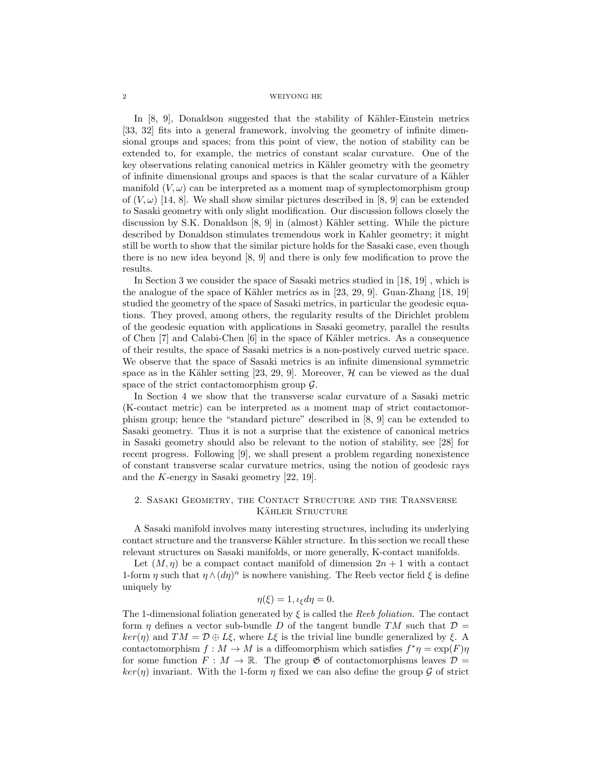In [8, 9], Donaldson suggested that the stability of Kähler-Einstein metrics [33, 32] fits into a general framework, involving the geometry of infinite dimensional groups and spaces; from this point of view, the notion of stability can be extended to, for example, the metrics of constant scalar curvature. One of the key observations relating canonical metrics in Kähler geometry with the geometry of infinite dimensional groups and spaces is that the scalar curvature of a Kähler manifold $(V, \omega)$ can be interpreted as a moment map of symplectomorphism group of $(V, \omega)$ [14, 8]. We shall show similar pictures described in [8, 9] can be extended to Sasaki geometry with only slight modification. Our discussion follows closely the discussion by S.K. Donaldson [8, 9] in (almost) Kähler setting. While the picture described by Donaldson stimulates tremendous work in Kahler geometry; it might still be worth to show that the similar picture holds for the Sasaki case, even though there is no new idea beyond [8, 9] and there is only few modification to prove the results.

In Section 3 we consider the space of Sasaki metrics studied in [18, 19] , which is the analogue of the space of Kähler metrics as in [23, 29, 9]. Guan-Zhang [18, 19] studied the geometry of the space of Sasaki metrics, in particular the geodesic equations. They proved, among others, the regularity results of the Dirichlet problem of the geodesic equation with applications in Sasaki geometry, parallel the results of Chen [7] and Calabi-Chen [6] in the space of Kähler metrics. As a consequence of their results, the space of Sasaki metrics is a non-postively curved metric space. We observe that the space of Sasaki metrics is an infinite dimensional symmetric space as in the Kähler setting [23, 29, 9]. Moreover, $\mathcal{H}$ can be viewed as the dual space of the strict contactomorphism group $\mathcal{G}$.

In Section 4 we show that the transverse scalar curvature of a Sasaki metric (K-contact metric) can be interpreted as a moment map of strict contactomorphism group; hence the "standard picture" described in [8, 9] can be extended to Sasaki geometry. Thus it is not a surprise that the existence of canonical metrics in Sasaki geometry should also be relevant to the notion of stability, see [28] for recent progress. Following [9], we shall present a problem regarding nonexistence of constant transverse scalar curvature metrics, using the notion of geodesic rays and the $K$-energy in Sasaki geometry [22, 19].

## 2. Sasaki Geometry, the Contact Structure and the Transverse Kähler Structure

A Sasaki manifold involves many interesting structures, including its underlying contact structure and the transverse Kähler structure. In this section we recall these relevant structures on Sasaki manifolds, or more generally, K-contact manifolds.

Let $(M, \eta)$ be a compact contact manifold of dimension $2n+1$ with a contact 1-form $\eta$ such that $\eta \wedge (d\eta)^n$ is nowhere vanishing. The Reeb vector field $\xi$ is define uniquely by

$$\eta(\xi) = 1, \iota_\xi d\eta = 0.$$

The 1-dimensional foliation generated by $\xi$ is called the *Reeb foliation*. The contact form $\eta$ defines a vector sub-bundle $D$ of the tangent bundle $TM$ such that $\mathcal{D} = ker(\eta)$ and $TM = \mathcal{D} \oplus L\xi$, where $L\xi$ is the trivial line bundle generalized by $\xi$. A contactomorphism $f : M \to M$ is a diffeomorphism which satisfies $f^*\eta = \exp(F)\eta$ for some function $F : M \to \mathbb{R}$. The group $\mathfrak{G}$ of contactomorphisms leaves $\mathcal{D} = ker(\eta)$ invariant. With the 1-form $\eta$ fixed we can also define the group $\mathcal{G}$ of strict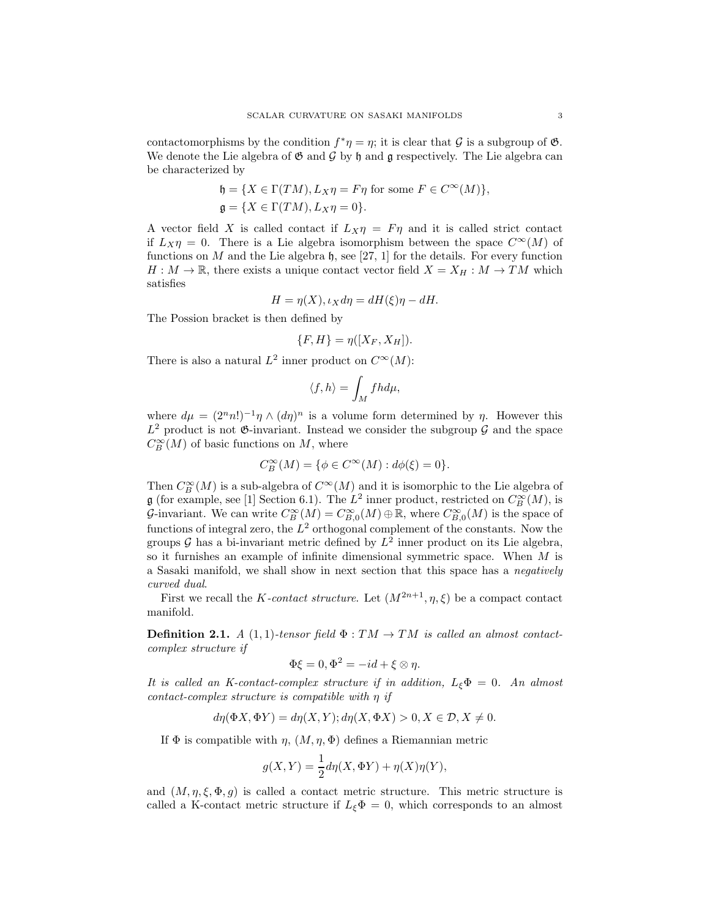contactomorphisms by the condition $f^*\eta = \eta$; it is clear that $\mathcal{G}$ is a subgroup of $\mathfrak{G}$. We denote the Lie algebra of $\mathfrak{G}$ and $\mathcal{G}$ by $\mathfrak{h}$ and $\mathfrak{g}$ respectively. The Lie algebra can be characterized by

$$
\begin{aligned}
\mathfrak{h} &= \{X \in \Gamma(TM), L_X\eta = F\eta \text{ for some } F \in C^\infty(M)\},\\
\mathfrak{g} &= \{X \in \Gamma(TM), L_X\eta = 0\}.
\end{aligned}
$$

A vector field $X$ is called contact if $L_X\eta = F\eta$ and it is called strict contact if $L_X\eta = 0$. There is a Lie algebra isomorphism between the space $C^\infty(M)$ of functions on $M$ and the Lie algebra $\mathfrak{h}$, see [27, 1] for the details. For every function $H : M \to \mathbb{R}$, there exists a unique contact vector field $X = X_H : M \to TM$ which satisfies

$$
H = \eta(X), \iota_X d\eta = dH(\xi)\eta - dH.
$$

The Possion bracket is then defined by

$$
\{F, H\} = \eta([X_F, X_H]).
$$

There is also a natural $L^2$ inner product on $C^\infty(M)$:

$$
\langle f, h\rangle = \int_M fh d\mu,
$$

where $d\mu = (2^n n!)^{-1}\eta \wedge (d\eta)^n$ is a volume form determined by $\eta$. However this $L^2$ product is not $\mathfrak{G}$-invariant. Instead we consider the subgroup $\mathcal{G}$ and the space $C^\infty_B(M)$ of basic functions on $M$, where

$$
C^\infty_B(M) = \{\phi \in C^\infty(M) : d\phi(\xi) = 0\}.
$$

Then $C^\infty_B(M)$ is a sub-algebra of $C^\infty(M)$ and it is isomorphic to the Lie algebra of $\mathfrak{g}$ (for example, see [1] Section 6.1). The $L^2$ inner product, restricted on $C^\infty_B(M)$, is $\mathcal{G}$-invariant. We can write $C^\infty_B(M) = C^\infty_{B,0}(M) \oplus \mathbb{R}$, where $C^\infty_{B,0}(M)$ is the space of functions of integral zero, the $L^2$ orthogonal complement of the constants. Now the groups $\mathcal{G}$ has a bi-invariant metric defined by $L^2$ inner product on its Lie algebra, so it furnishes an example of infinite dimensional symmetric space. When $M$ is a Sasaki manifold, we shall show in next section that this space has a *negatively curved dual*.

First we recall the *K-contact structure*. Let $(M^{2n+1}, \eta, \xi)$ be a compact contact manifold.

**Definition 2.1.** *A* $(1, 1)$*-tensor field* $\Phi : TM \to TM$ *is called an almost contact-complex structure if*

$$
\Phi\xi = 0, \Phi^2 = -id + \xi \otimes \eta.
$$

*It is called an K-contact-complex structure if in addition,* $L_\xi\Phi = 0$*. An almost contact-complex structure is compatible with* $\eta$ *if*

$$
d\eta(\Phi X, \Phi Y) = d\eta(X, Y); d\eta(X, \Phi X) > 0, X \in \mathcal{D}, X \neq 0.
$$

If $\Phi$ is compatible with $\eta$, $(M, \eta, \Phi)$ defines a Riemannian metric

$$
g(X, Y) = \frac{1}{2}d\eta(X, \Phi Y) + \eta(X)\eta(Y),
$$

and $(M, \eta, \xi, \Phi, g)$ is called a contact metric structure. This metric structure is called a K-contact metric structure if $L_\xi\Phi = 0$, which corresponds to an almost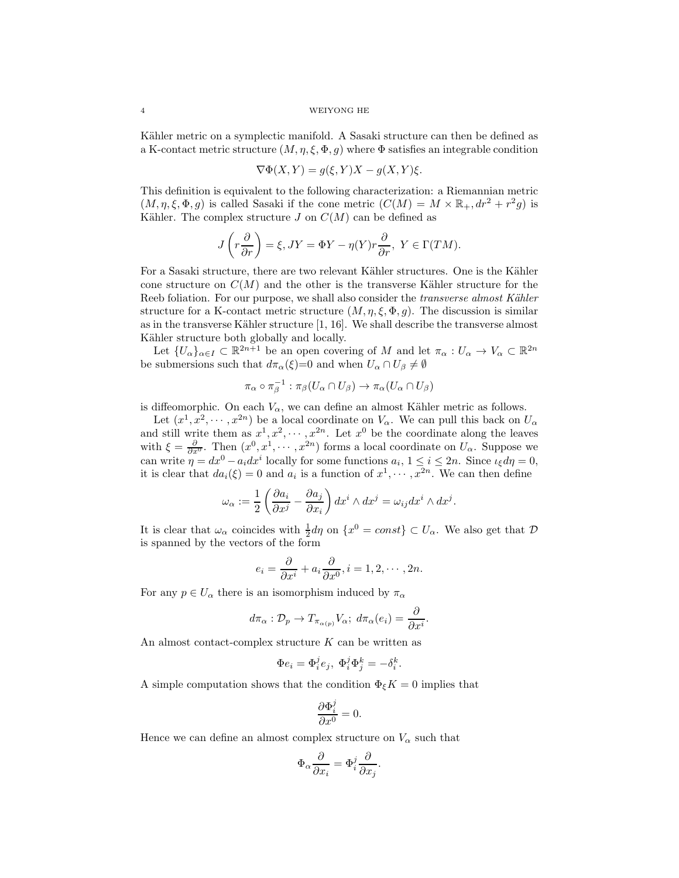Kähler metric on a symplectic manifold. A Sasaki structure can then be defined as a K-contact metric structure $(M, \eta, \xi, \Phi, g)$ where $\Phi$ satisfies an integrable condition

$$\nabla \Phi(X, Y) = g(\xi, Y)X - g(X, Y)\xi.$$

This definition is equivalent to the following characterization: a Riemannian metric $(M, \eta, \xi, \Phi, g)$ is called Sasaki if the cone metric $(C(M) = M \times \mathbb{R}_+, dr^2 + r^2 g)$ is Kähler. The complex structure $J$ on $C(M)$ can be defined as

$$J\left(r\frac{\partial}{\partial r}\right) = \xi, JY = \Phi Y - \eta(Y) r\frac{\partial}{\partial r},\ Y \in \Gamma(TM).$$

For a Sasaki structure, there are two relevant Kähler structures. One is the Kähler cone structure on $C(M)$ and the other is the transverse Kähler structure for the Reeb foliation. For our purpose, we shall also consider the *transverse almost Kähler* structure for a K-contact metric structure $(M, \eta, \xi, \Phi, g)$. The discussion is similar as in the transverse Kähler structure [1, 16]. We shall describe the transverse almost Kähler structure both globally and locally.

Let $\{U_\alpha\}_{\alpha \in I} \subset \mathbb{R}^{2n+1}$ be an open covering of $M$ and let $\pi_\alpha : U_\alpha \to V_\alpha \subset \mathbb{R}^{2n}$ be submersions such that $d\pi_\alpha(\xi)$=0 and when $U_\alpha \cap U_\beta \neq \emptyset$

$$\pi_\alpha \circ \pi_\beta^{-1} : \pi_\beta(U_\alpha \cap U_\beta) \to \pi_\alpha(U_\alpha \cap U_\beta)$$

is diffeomorphic. On each $V_\alpha$, we can define an almost Kähler metric as follows.

Let $(x^1, x^2, \cdots, x^{2n})$ be a local coordinate on $V_\alpha$. We can pull this back on $U_\alpha$ and still write them as $x^1, x^2, \cdots, x^{2n}$. Let $x^0$ be the coordinate along the leaves with $\xi = \frac{\partial}{\partial x^0}$. Then $(x^0, x^1, \cdots, x^{2n})$ forms a local coordinate on $U_\alpha$. Suppose we can write $\eta = dx^0 - a_i dx^i$ locally for some functions $a_i$, $1 \leq i \leq 2n$. Since $\iota_\xi d\eta = 0$, it is clear that $da_i(\xi) = 0$ and $a_i$ is a function of $x^1, \cdots, x^{2n}$. We can then define

$$\omega_\alpha := \frac{1}{2}\left(\frac{\partial a_i}{\partial x^j} - \frac{\partial a_j}{\partial x_i}\right) dx^i \wedge dx^j = \omega_{ij} dx^i \wedge dx^j.$$

It is clear that $\omega_\alpha$ coincides with $\frac{1}{2} d\eta$ on $\{x^0 = const\} \subset U_\alpha$. We also get that $\mathcal{D}$ is spanned by the vectors of the form

$$e_i = \frac{\partial}{\partial x^i} + a_i \frac{\partial}{\partial x^0}, i = 1, 2, \cdots, 2n.$$

For any $p \in U_\alpha$ there is an isomorphism induced by $\pi_\alpha$

$$d\pi_\alpha : \mathcal{D}_p \to T_{\pi_\alpha(p)} V_\alpha;\ d\pi_\alpha(e_i) = \frac{\partial}{\partial x^i}.$$

An almost contact-complex structure $K$ can be written as

$$\Phi e_i = \Phi_i^j e_j,\ \Phi_i^j \Phi_j^k = -\delta_i^k.$$

A simple computation shows that the condition $\Phi_\xi K = 0$ implies that

$$\frac{\partial \Phi_i^j}{\partial x^0} = 0.$$

Hence we can define an almost complex structure on $V_\alpha$ such that

$$\Phi_\alpha \frac{\partial}{\partial x_i} = \Phi_i^j \frac{\partial}{\partial x_j}.$$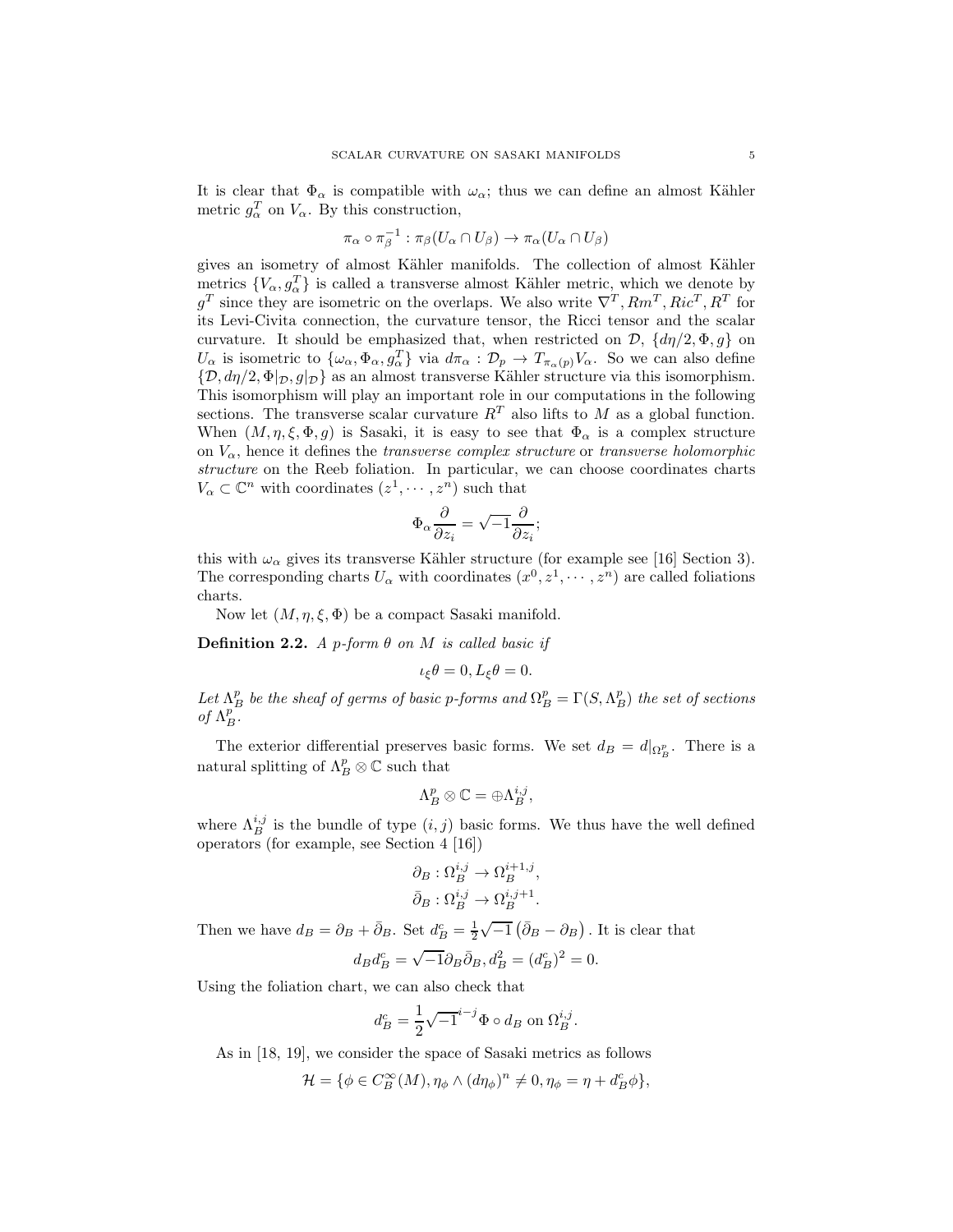It is clear that $\Phi_\alpha$ is compatible with $\omega_\alpha$; thus we can define an almost Kähler metric $g^T_\alpha$ on $V_\alpha$. By this construction,

$$\pi_\alpha \circ \pi_\beta^{-1} : \pi_\beta(U_\alpha \cap U_\beta) \to \pi_\alpha(U_\alpha \cap U_\beta)$$

gives an isometry of almost Kähler manifolds. The collection of almost Kähler metrics $\{V_\alpha, g^T_\alpha\}$ is called a transverse almost Kähler metric, which we denote by $g^T$ since they are isometric on the overlaps. We also write $\nabla^T, Rm^T, Ric^T, R^T$ for its Levi-Civita connection, the curvature tensor, the Ricci tensor and the scalar curvature. It should be emphasized that, when restricted on $\mathcal{D}$, $\{d\eta/2, \Phi, g\}$ on $U_\alpha$ is isometric to $\{\omega_\alpha, \Phi_\alpha, g^T_\alpha\}$ via $d\pi_\alpha : \mathcal{D}_p \to T_{\pi_\alpha(p)}V_\alpha$. So we can also define $\{\mathcal{D}, d\eta/2, \Phi|_{\mathcal{D}}, g|_{\mathcal{D}}\}$ as an almost transverse Kähler structure via this isomorphism. This isomorphism will play an important role in our computations in the following sections. The transverse scalar curvature $R^T$ also lifts to $M$ as a global function. When $(M, \eta, \xi, \Phi, g)$ is Sasaki, it is easy to see that $\Phi_\alpha$ is a complex structure on $V_\alpha$, hence it defines the *transverse complex structure* or *transverse holomorphic structure* on the Reeb foliation. In particular, we can choose coordinates charts $V_\alpha \subset \mathbb{C}^n$ with coordinates $(z^1, \cdots, z^n)$ such that

$$\Phi_\alpha \frac{\partial}{\partial z_i} = \sqrt{-1}\frac{\partial}{\partial z_i};$$

this with $\omega_\alpha$ gives its transverse Kähler structure (for example see [16] Section 3). The corresponding charts $U_\alpha$ with coordinates $(x^0, z^1, \cdots, z^n)$ are called foliations charts.

Now let $(M, \eta, \xi, \Phi)$ be a compact Sasaki manifold.

**Definition 2.2.** *A $p$-form $\theta$ on $M$ is called basic if*

$$\iota_\xi \theta = 0, L_\xi \theta = 0.$$

*Let $\Lambda^p_B$ be the sheaf of germs of basic $p$-forms and $\Omega^p_B = \Gamma(S, \Lambda^p_B)$ the set of sections of $\Lambda^p_B$.*

The exterior differential preserves basic forms. We set $d_B = d|_{\Omega^p_B}$. There is a natural splitting of $\Lambda^p_B \otimes \mathbb{C}$ such that

$$\Lambda^p_B \otimes \mathbb{C} = \oplus \Lambda^{i,j}_B,$$

where $\Lambda^{i,j}_B$ is the bundle of type $(i,j)$ basic forms. We thus have the well defined operators (for example, see Section 4 [16])

$$\partial_B : \Omega^{i,j}_B \to \Omega^{i+1,j}_B,$$
$$\bar\partial_B : \Omega^{i,j}_B \to \Omega^{i,j+1}_B.$$

Then we have $d_B = \partial_B + \bar\partial_B$. Set $d^c_B = \frac{1}{2}\sqrt{-1}\left(\bar\partial_B - \partial_B\right)$. It is clear that

$$d_B d^c_B = \sqrt{-1}\partial_B\bar\partial_B, d^2_B = (d^c_B)^2 = 0.$$

Using the foliation chart, we can also check that

$$d^c_B = \frac{1}{2}\sqrt{-1}^{i-j}\Phi \circ d_B \text{ on } \Omega^{i,j}_B.$$

As in [18, 19], we consider the space of Sasaki metrics as follows

$$\mathcal{H} = \{\phi \in C^\infty_B(M), \eta_\phi \wedge (d\eta_\phi)^n \neq 0, \eta_\phi = \eta + d^c_B\phi\},$$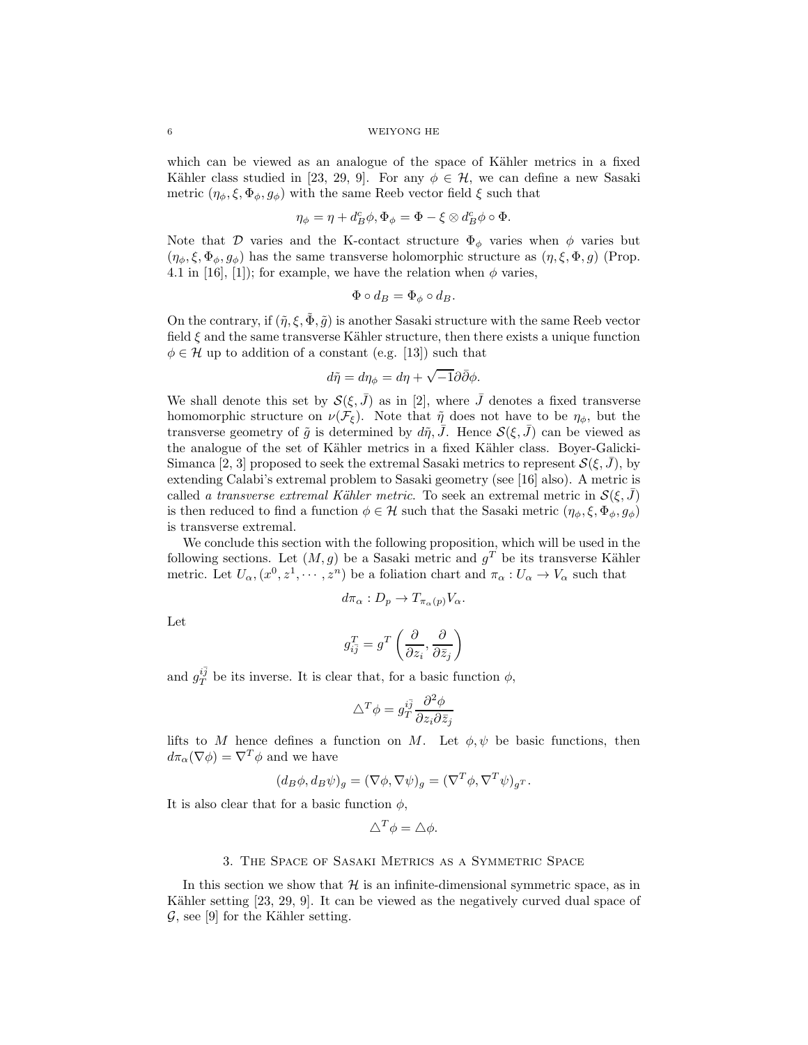which can be viewed as an analogue of the space of Kähler metrics in a fixed Kähler class studied in [23, 29, 9]. For any $\phi \in \mathcal{H}$, we can define a new Sasaki metric $(\eta_\phi, \xi, \Phi_\phi, g_\phi)$ with the same Reeb vector field $\xi$ such that

$$\eta_\phi = \eta + d^c_B \phi, \Phi_\phi = \Phi - \xi \otimes d^c_B \phi \circ \Phi.$$

Note that $\mathcal{D}$ varies and the K-contact structure $\Phi_\phi$ varies when $\phi$ varies but $(\eta_\phi, \xi, \Phi_\phi, g_\phi)$ has the same transverse holomorphic structure as $(\eta, \xi, \Phi, g)$ (Prop. 4.1 in [16], [1]); for example, we have the relation when $\phi$ varies,

$$\Phi \circ d_B = \Phi_\phi \circ d_B.$$

On the contrary, if $(\tilde{\eta}, \xi, \tilde{\Phi}, \tilde{g})$ is another Sasaki structure with the same Reeb vector field $\xi$ and the same transverse Kähler structure, then there exists a unique function $\phi \in \mathcal{H}$ up to addition of a constant (e.g. [13]) such that

$$d\tilde{\eta} = d\eta_\phi = d\eta + \sqrt{-1}\partial\bar{\partial}\phi.$$

We shall denote this set by $\mathcal{S}(\xi, \bar{J})$ as in [2], where $\bar{J}$ denotes a fixed transverse homomorphic structure on $\nu(\mathcal{F}_\xi)$. Note that $\tilde{\eta}$ does not have to be $\eta_\phi$, but the transverse geometry of $\tilde{g}$ is determined by $d\tilde{\eta}, \bar{J}$. Hence $\mathcal{S}(\xi, \bar{J})$ can be viewed as the analogue of the set of Kähler metrics in a fixed Kähler class. Boyer-Galicki-Simanca [2, 3] proposed to seek the extremal Sasaki metrics to represent $\mathcal{S}(\xi, \bar{J})$, by extending Calabi's extremal problem to Sasaki geometry (see [16] also). A metric is called *a transverse extremal Kähler metric*. To seek an extremal metric in $\mathcal{S}(\xi, \bar{J})$ is then reduced to find a function $\phi \in \mathcal{H}$ such that the Sasaki metric $(\eta_\phi, \xi, \Phi_\phi, g_\phi)$ is transverse extremal.

We conclude this section with the following proposition, which will be used in the following sections. Let $(M, g)$ be a Sasaki metric and $g^T$ be its transverse Kähler metric. Let $U_\alpha, (x^0, z^1, \cdots, z^n)$ be a foliation chart and $\pi_\alpha : U_\alpha \to V_\alpha$ such that

$$d\pi_\alpha : D_p \to T_{\pi_\alpha(p)} V_\alpha.$$

Let

$$g^T_{i\bar{j}} = g^T\left(\frac{\partial}{\partial z_i}, \frac{\partial}{\partial \bar{z}_j}\right)$$

and $g^{i\bar{j}}_T$ be its inverse. It is clear that, for a basic function $\phi$,

$$\triangle^T \phi = g^{i\bar{j}}_T \frac{\partial^2 \phi}{\partial z_i \partial \bar{z}_j}$$

lifts to $M$ hence defines a function on $M$. Let $\phi, \psi$ be basic functions, then $d\pi_\alpha(\nabla \phi) = \nabla^T \phi$ and we have

$$(d_B \phi, d_B \psi)_g = (\nabla \phi, \nabla \psi)_g = (\nabla^T \phi, \nabla^T \psi)_{g^T}.$$

It is also clear that for a basic function $\phi$,

$$\triangle^T \phi = \triangle \phi.$$

## 3. The Space of Sasaki Metrics as a Symmetric Space

In this section we show that $\mathcal{H}$ is an infinite-dimensional symmetric space, as in Kähler setting [23, 29, 9]. It can be viewed as the negatively curved dual space of $\mathcal{G}$, see [9] for the Kähler setting.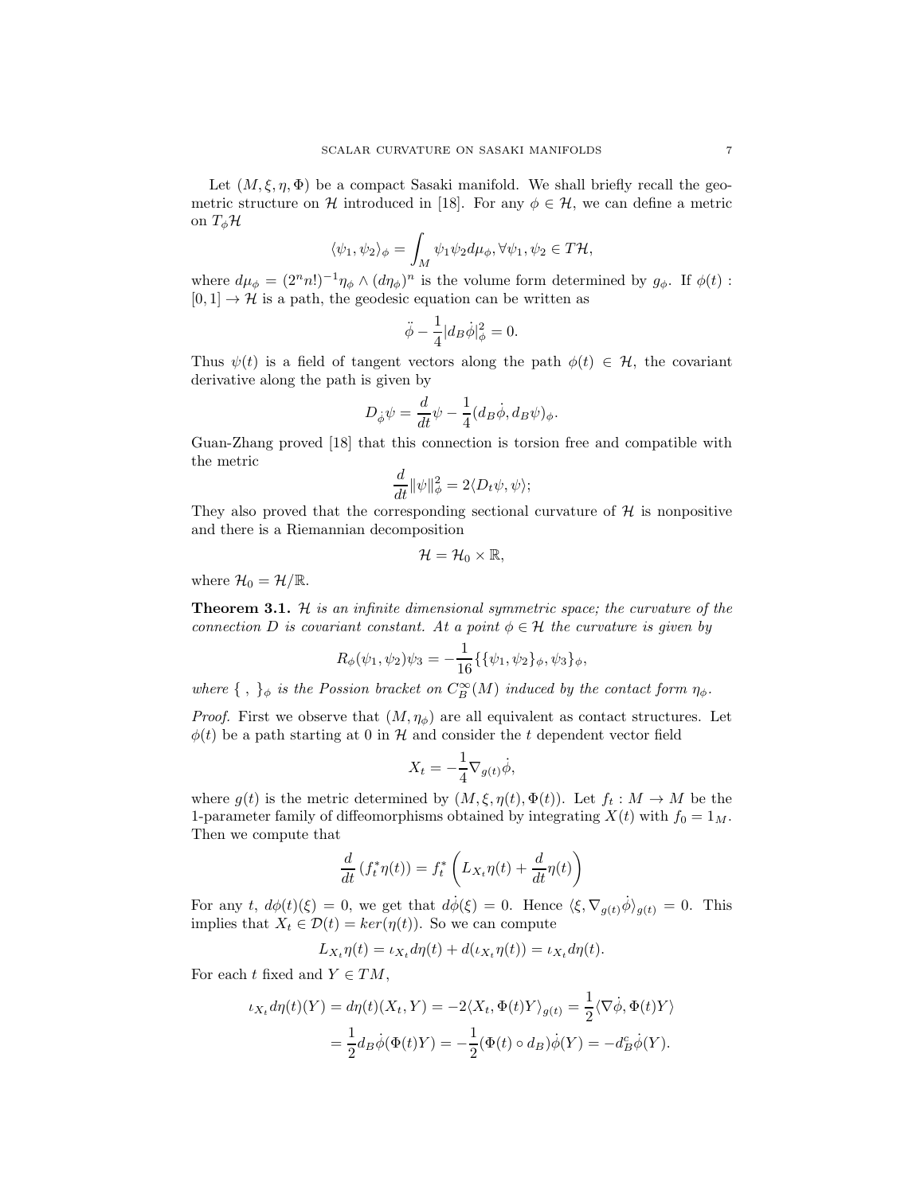Let $(M, \xi, \eta, \Phi)$ be a compact Sasaki manifold. We shall briefly recall the geometric structure on $\mathcal{H}$ introduced in [18]. For any $\phi \in \mathcal{H}$, we can define a metric on $T_\phi \mathcal{H}$

$$\langle \psi_1, \psi_2 \rangle_\phi = \int_M \psi_1 \psi_2 d\mu_\phi, \forall \psi_1, \psi_2 \in T\mathcal{H},$$

where $d\mu_\phi = (2^n n!)^{-1} \eta_\phi \wedge (d\eta_\phi)^n$ is the volume form determined by $g_\phi$. If $\phi(t) : [0,1] \to \mathcal{H}$ is a path, the geodesic equation can be written as

$$\ddot{\phi} - \frac{1}{4}|d_B \dot{\phi}|^2_\phi = 0.$$

Thus $\psi(t)$ is a field of tangent vectors along the path $\phi(t) \in \mathcal{H}$, the covariant derivative along the path is given by

$$D_{\dot{\phi}} \psi = \frac{d}{dt}\psi - \frac{1}{4}(d_B \dot{\phi}, d_B \psi)_\phi.$$

Guan-Zhang proved [18] that this connection is torsion free and compatible with the metric

$$\frac{d}{dt}\|\psi\|^2_\phi = 2\langle D_t \psi, \psi \rangle;$$

They also proved that the corresponding sectional curvature of $\mathcal{H}$ is nonpositive and there is a Riemannian decomposition

$$\mathcal{H} = \mathcal{H}_0 \times \mathbb{R},$$

where $\mathcal{H}_0 = \mathcal{H}/\mathbb{R}$.

**Theorem 3.1.** *$\mathcal{H}$ is an infinite dimensional symmetric space; the curvature of the connection $D$ is covariant constant. At a point $\phi \in \mathcal{H}$ the curvature is given by*

$$R_\phi(\psi_1, \psi_2)\psi_3 = -\frac{1}{16}\{\{\psi_1, \psi_2\}_\phi, \psi_3\}_\phi,$$

*where $\{\ ,\ \}_\phi$ is the Possion bracket on $C^\infty_B(M)$ induced by the contact form $\eta_\phi$.*

*Proof.* First we observe that $(M, \eta_\phi)$ are all equivalent as contact structures. Let $\phi(t)$ be a path starting at 0 in $\mathcal{H}$ and consider the $t$ dependent vector field

$$X_t = -\frac{1}{4}\nabla_{g(t)}\dot{\phi},$$

where $g(t)$ is the metric determined by $(M, \xi, \eta(t), \Phi(t))$. Let $f_t : M \to M$ be the 1-parameter family of diffeomorphisms obtained by integrating $X(t)$ with $f_0 = 1_M$. Then we compute that

$$\frac{d}{dt}\left(f_t^* \eta(t)\right) = f_t^*\left(L_{X_t}\eta(t) + \frac{d}{dt}\eta(t)\right)$$

For any $t$, $d\phi(t)(\xi) = 0$, we get that $d\dot{\phi}(\xi) = 0$. Hence $\langle \xi, \nabla_{g(t)}\dot{\phi}\rangle_{g(t)} = 0$. This implies that $X_t \in \mathcal{D}(t) = ker(\eta(t))$. So we can compute

$$L_{X_t}\eta(t) = \iota_{X_t} d\eta(t) + d(\iota_{X_t}\eta(t)) = \iota_{X_t} d\eta(t).$$

For each $t$ fixed and $Y \in TM$,

$$\begin{aligned} \iota_{X_t} d\eta(t)(Y) &= d\eta(t)(X_t, Y) = -2\langle X_t, \Phi(t)Y\rangle_{g(t)} = \frac{1}{2}\langle \nabla\dot{\phi}, \Phi(t)Y\rangle \\ &= \frac{1}{2}d_B\dot{\phi}(\Phi(t)Y) = -\frac{1}{2}(\Phi(t)\circ d_B)\dot{\phi}(Y) = -d^c_B\dot{\phi}(Y). \end{aligned}$$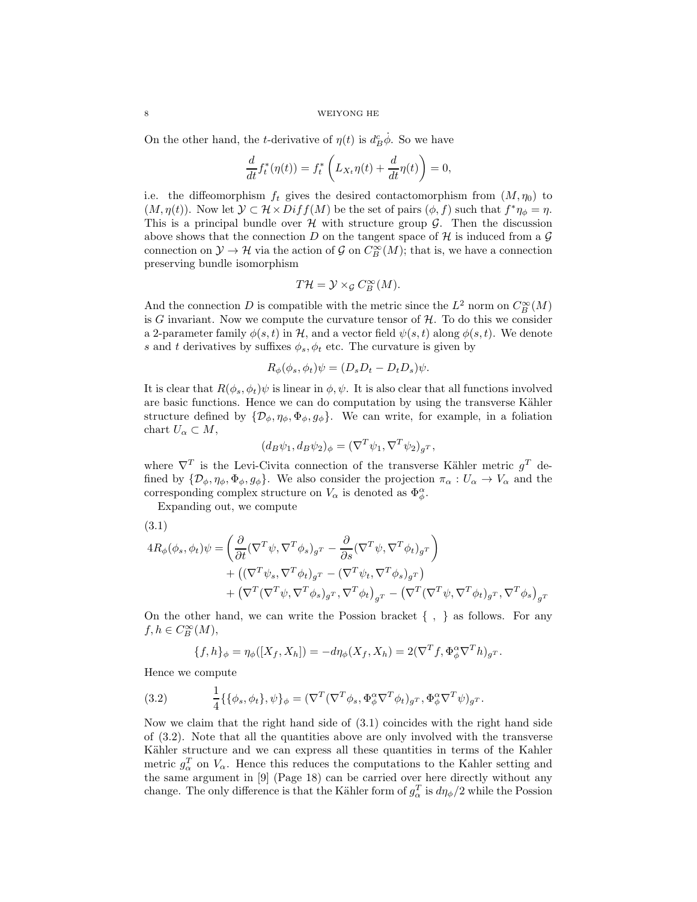On the other hand, the $t$-derivative of $\eta(t)$ is $d_B^c\dot{\phi}$. So we have

$$\frac{d}{dt}f_t^*(\eta(t)) = f_t^*\left(L_{X_t}\eta(t) + \frac{d}{dt}\eta(t)\right) = 0,$$

i.e. the diffeomorphism $f_t$ gives the desired contactomorphism from $(M, \eta_0)$ to $(M, \eta(t))$. Now let $\mathcal{Y} \subset \mathcal{H} \times Diff(M)$ be the set of pairs $(\phi, f)$ such that $f^*\eta_\phi = \eta$. This is a principal bundle over $\mathcal{H}$ with structure group $\mathcal{G}$. Then the discussion above shows that the connection $D$ on the tangent space of $\mathcal{H}$ is induced from a $\mathcal{G}$ connection on $\mathcal{Y} \to \mathcal{H}$ via the action of $\mathcal{G}$ on $C_B^\infty(M)$; that is, we have a connection preserving bundle isomorphism

$$T\mathcal{H} = \mathcal{Y} \times_{\mathcal{G}} C_B^\infty(M).$$

And the connection $D$ is compatible with the metric since the $L^2$ norm on $C_B^\infty(M)$ is $G$ invariant. Now we compute the curvature tensor of $\mathcal{H}$. To do this we consider a 2-parameter family $\phi(s,t)$ in $\mathcal{H}$, and a vector field $\psi(s,t)$ along $\phi(s,t)$. We denote $s$ and $t$ derivatives by suffixes $\phi_s, \phi_t$ etc. The curvature is given by

$$R_\phi(\phi_s, \phi_t)\psi = (D_sD_t - D_tD_s)\psi.$$

It is clear that $R(\phi_s, \phi_t)\psi$ is linear in $\phi, \psi$. It is also clear that all functions involved are basic functions. Hence we can do computation by using the transverse Kähler structure defined by $\{\mathcal{D}_\phi, \eta_\phi, \Phi_\phi, g_\phi\}$. We can write, for example, in a foliation chart $U_\alpha \subset M$,

$$(d_B\psi_1, d_B\psi_2)_\phi = (\nabla^T\psi_1, \nabla^T\psi_2)_{g^T},$$

where $\nabla^T$ is the Levi-Civita connection of the transverse Kähler metric $g^T$ defined by $\{\mathcal{D}_\phi, \eta_\phi, \Phi_\phi, g_\phi\}$. We also consider the projection $\pi_\alpha : U_\alpha \to V_\alpha$ and the corresponding complex structure on $V_\alpha$ is denoted as $\Phi_\phi^\alpha$.

Expanding out, we compute

(3.1)
$$\begin{aligned}
4R_\phi(\phi_s, \phi_t)\psi = &\left(\frac{\partial}{\partial t}(\nabla^T\psi, \nabla^T\phi_s)_{g^T} - \frac{\partial}{\partial s}(\nabla^T\psi, \nabla^T\phi_t)_{g^T}\right)\\
&+ \left((\nabla^T\psi_s, \nabla^T\phi_t)_{g^T} - (\nabla^T\psi_t, \nabla^T\phi_s)_{g^T}\right)\\
&+ \left(\nabla^T(\nabla^T\psi, \nabla^T\phi_s)_{g^T}, \nabla^T\phi_t\right)_{g^T} - \left(\nabla^T(\nabla^T\psi, \nabla^T\phi_t)_{g^T}, \nabla^T\phi_s\right)_{g^T}
\end{aligned}$$

On the other hand, we can write the Possion bracket $\{\ ,\ \}$ as follows. For any $f, h \in C_B^\infty(M)$,

$$\{f, h\}_\phi = \eta_\phi([X_f, X_h]) = -d\eta_\phi(X_f, X_h) = 2(\nabla^T f, \Phi_\phi^\alpha\nabla^T h)_{g^T}.$$

Hence we compute

$$\frac{1}{4}\{\{\phi_s, \phi_t\}, \psi\}_\phi = (\nabla^T(\nabla^T\phi_s, \Phi_\phi^\alpha\nabla^T\phi_t)_{g^T}, \Phi_\phi^\alpha\nabla^T\psi)_{g^T}. \tag{3.2}$$

Now we claim that the right hand side of (3.1) coincides with the right hand side of (3.2). Note that all the quantities above are only involved with the transverse Kähler structure and we can express all these quantities in terms of the Kahler metric $g_\alpha^T$ on $V_\alpha$. Hence this reduces the computations to the Kahler setting and the same argument in [9] (Page 18) can be carried over here directly without any change. The only difference is that the Kähler form of $g_\alpha^T$ is $d\eta_\phi/2$ while the Possion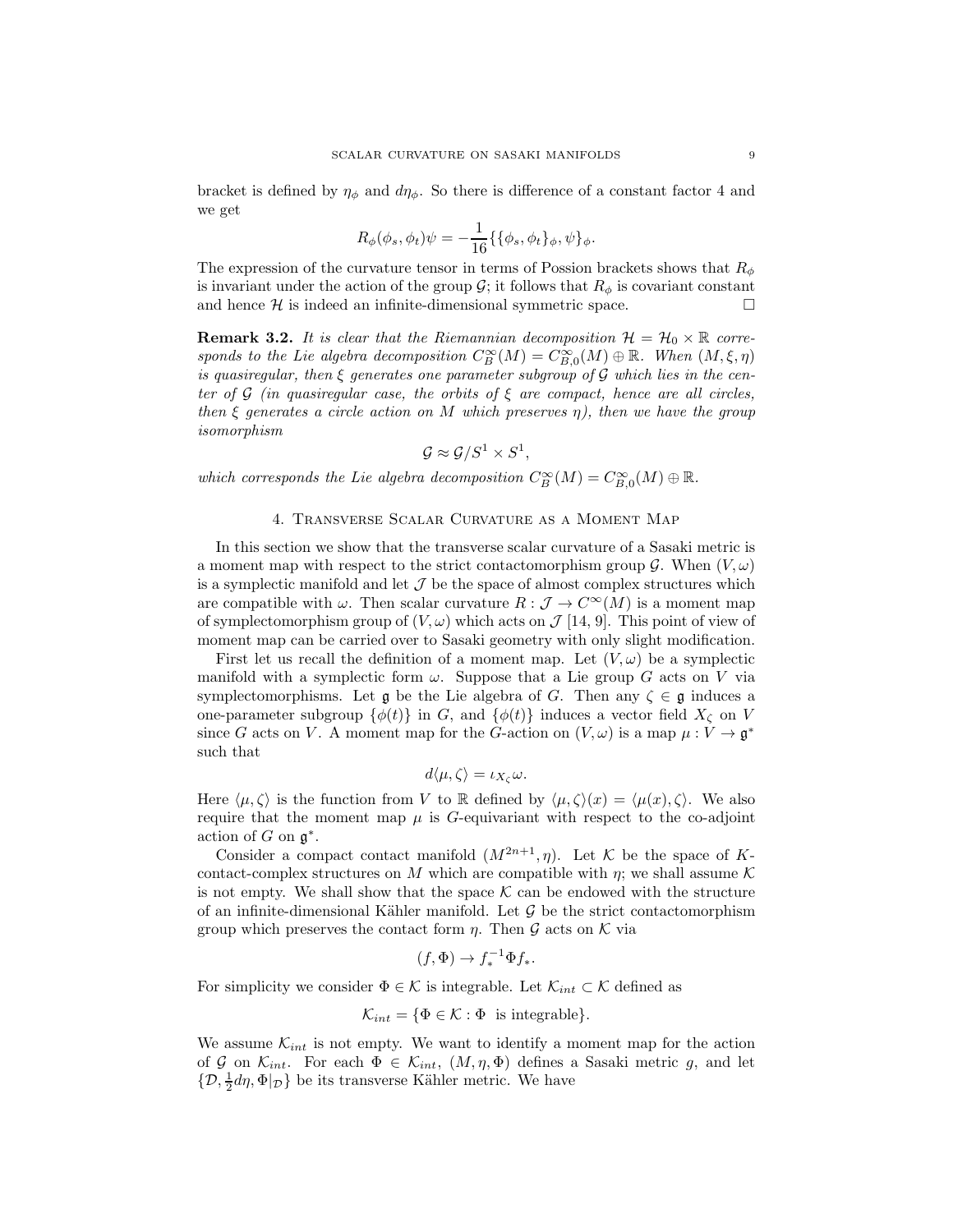bracket is defined by $\eta_\phi$ and $d\eta_\phi$. So there is difference of a constant factor 4 and we get

$$R_\phi(\phi_s, \phi_t)\psi = -\frac{1}{16}\{\{\phi_s, \phi_t\}_\phi, \psi\}_\phi.$$

The expression of the curvature tensor in terms of Possion brackets shows that $R_\phi$ is invariant under the action of the group $\mathcal{G}$; it follows that $R_\phi$ is covariant constant and hence $\mathcal{H}$ is indeed an infinite-dimensional symmetric space. $\square$

**Remark 3.2.** *It is clear that the Riemannian decomposition $\mathcal{H} = \mathcal{H}_0 \times \mathbb{R}$ corresponds to the Lie algebra decomposition $C^\infty_B(M) = C^\infty_{B,0}(M) \oplus \mathbb{R}$. When $(M, \xi, \eta)$ is quasiregular, then $\xi$ generates one parameter subgroup of $\mathcal{G}$ which lies in the center of $\mathcal{G}$ (in quasiregular case, the orbits of $\xi$ are compact, hence are all circles, then $\xi$ generates a circle action on $M$ which preserves $\eta$), then we have the group isomorphism*

$$\mathcal{G} \approx \mathcal{G}/S^1 \times S^1,$$

*which corresponds the Lie algebra decomposition $C^\infty_B(M) = C^\infty_{B,0}(M) \oplus \mathbb{R}$.*

## 4. Transverse Scalar Curvature as a Moment Map

In this section we show that the transverse scalar curvature of a Sasaki metric is a moment map with respect to the strict contactomorphism group $\mathcal{G}$. When $(V, \omega)$ is a symplectic manifold and let $\mathcal{J}$ be the space of almost complex structures which are compatible with $\omega$. Then scalar curvature $R : \mathcal{J} \to C^\infty(M)$ is a moment map of symplectomorphism group of $(V, \omega)$ which acts on $\mathcal{J}$ [14, 9]. This point of view of moment map can be carried over to Sasaki geometry with only slight modification.

First let us recall the definition of a moment map. Let $(V, \omega)$ be a symplectic manifold with a symplectic form $\omega$. Suppose that a Lie group $G$ acts on $V$ via symplectomorphisms. Let $\mathfrak{g}$ be the Lie algebra of $G$. Then any $\zeta \in \mathfrak{g}$ induces a one-parameter subgroup $\{\phi(t)\}$ in $G$, and $\{\phi(t)\}$ induces a vector field $X_\zeta$ on $V$ since $G$ acts on $V$. A moment map for the $G$-action on $(V, \omega)$ is a map $\mu : V \to \mathfrak{g}^*$ such that

$$d\langle \mu, \zeta\rangle = \iota_{X_\zeta}\omega.$$

Here $\langle \mu, \zeta\rangle$ is the function from $V$ to $\mathbb{R}$ defined by $\langle \mu, \zeta\rangle(x) = \langle \mu(x), \zeta\rangle$. We also require that the moment map $\mu$ is $G$-equivariant with respect to the co-adjoint action of $G$ on $\mathfrak{g}^*$.

Consider a compact contact manifold $(M^{2n+1}, \eta)$. Let $\mathcal{K}$ be the space of $K$-contact-complex structures on $M$ which are compatible with $\eta$; we shall assume $\mathcal{K}$ is not empty. We shall show that the space $\mathcal{K}$ can be endowed with the structure of an infinite-dimensional Kähler manifold. Let $\mathcal{G}$ be the strict contactomorphism group which preserves the contact form $\eta$. Then $\mathcal{G}$ acts on $\mathcal{K}$ via

$$(f, \Phi) \to f_*^{-1}\Phi f_*.$$

For simplicity we consider $\Phi \in \mathcal{K}$ is integrable. Let $\mathcal{K}_{int} \subset \mathcal{K}$ defined as

$$\mathcal{K}_{int} = \{\Phi \in \mathcal{K} : \Phi \text{ is integrable}\}.$$

We assume $\mathcal{K}_{int}$ is not empty. We want to identify a moment map for the action of $\mathcal{G}$ on $\mathcal{K}_{int}$. For each $\Phi \in \mathcal{K}_{int}$, $(M, \eta, \Phi)$ defines a Sasaki metric $g$, and let $\{\mathcal{D}, \frac{1}{2}d\eta, \Phi|_\mathcal{D}\}$ be its transverse Kähler metric. We have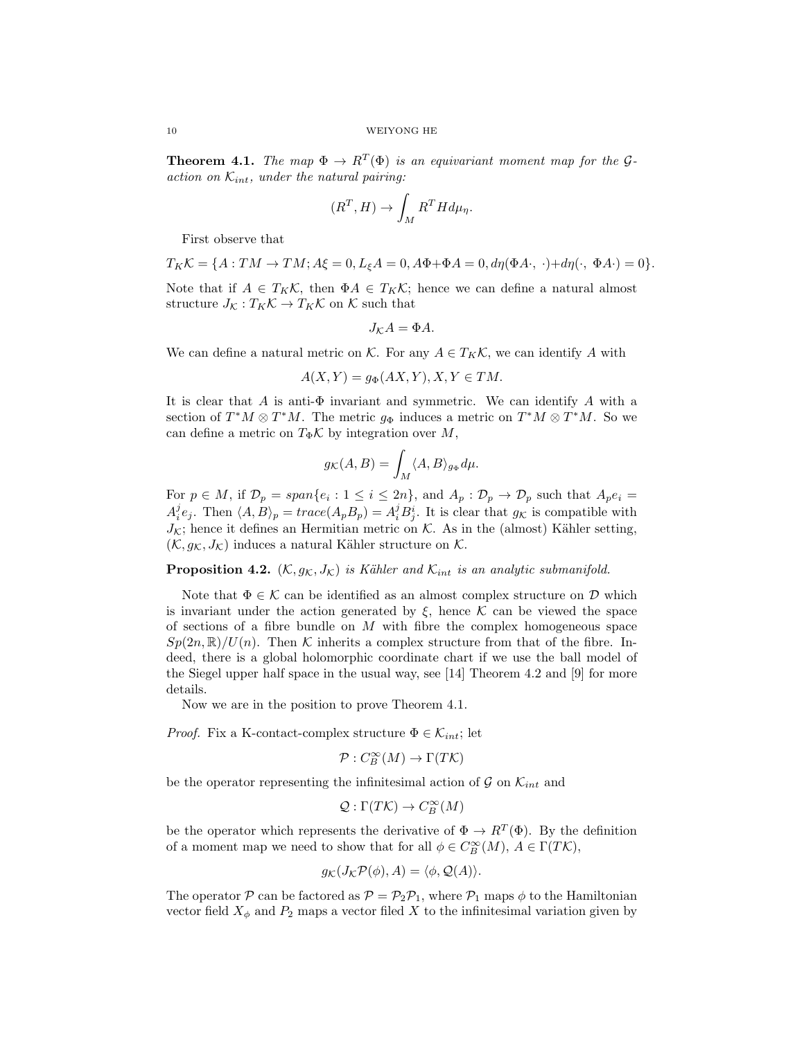**Theorem 4.1.** *The map $\Phi \to R^T(\Phi)$ is an equivariant moment map for the $\mathcal{G}$-action on $\mathcal{K}_{int}$, under the natural pairing:*

$$(R^T, H) \to \int_M R^T H d\mu_\eta.$$

First observe that

$$T_K\mathcal{K} = \{A : TM \to TM; A\xi = 0, L_\xi A = 0, A\Phi + \Phi A = 0, d\eta(\Phi A\cdot,\ \cdot) + d\eta(\cdot,\ \Phi A\cdot) = 0\}.$$

Note that if $A \in T_K\mathcal{K}$, then $\Phi A \in T_K\mathcal{K}$; hence we can define a natural almost structure $J_\mathcal{K} : T_K\mathcal{K} \to T_K\mathcal{K}$ on $\mathcal{K}$ such that

$$J_\mathcal{K} A = \Phi A.$$

We can define a natural metric on $\mathcal{K}$. For any $A \in T_K\mathcal{K}$, we can identify $A$ with

$$A(X, Y) = g_\Phi(AX, Y), X, Y \in TM.$$

It is clear that $A$ is anti-$\Phi$ invariant and symmetric. We can identify $A$ with a section of $T^*M \otimes T^*M$. The metric $g_\Phi$ induces a metric on $T^*M \otimes T^*M$. So we can define a metric on $T_\Phi\mathcal{K}$ by integration over $M$,

$$g_\mathcal{K}(A, B) = \int_M \langle A, B\rangle_{g_\Phi} d\mu.$$

For $p \in M$, if $\mathcal{D}_p = span\{e_i : 1 \leq i \leq 2n\}$, and $A_p : \mathcal{D}_p \to \mathcal{D}_p$ such that $A_p e_i = A_i^j e_j$. Then $\langle A, B\rangle_p = trace(A_p B_p) = A_i^j B_j^i$. It is clear that $g_\mathcal{K}$ is compatible with $J_\mathcal{K}$; hence it defines an Hermitian metric on $\mathcal{K}$. As in the (almost) Kähler setting, $(\mathcal{K}, g_\mathcal{K}, J_\mathcal{K})$ induces a natural Kähler structure on $\mathcal{K}$.

**Proposition 4.2.** *$(\mathcal{K}, g_\mathcal{K}, J_\mathcal{K})$ is Kähler and $\mathcal{K}_{int}$ is an analytic submanifold.*

Note that $\Phi \in \mathcal{K}$ can be identified as an almost complex structure on $\mathcal{D}$ which is invariant under the action generated by $\xi$, hence $\mathcal{K}$ can be viewed the space of sections of a fibre bundle on $M$ with fibre the complex homogeneous space $Sp(2n, \mathbb{R})/U(n)$. Then $\mathcal{K}$ inherits a complex structure from that of the fibre. Indeed, there is a global holomorphic coordinate chart if we use the ball model of the Siegel upper half space in the usual way, see [14] Theorem 4.2 and [9] for more details.

Now we are in the position to prove Theorem 4.1.

*Proof.* Fix a K-contact-complex structure $\Phi \in \mathcal{K}_{int}$; let

$$\mathcal{P} : C^\infty_B(M) \to \Gamma(T\mathcal{K})$$

be the operator representing the infinitesimal action of $\mathcal{G}$ on $\mathcal{K}_{int}$ and

$$\mathcal{Q} : \Gamma(T\mathcal{K}) \to C^\infty_B(M)$$

be the operator which represents the derivative of $\Phi \to R^T(\Phi)$. By the definition of a moment map we need to show that for all $\phi \in C^\infty_B(M)$, $A \in \Gamma(T\mathcal{K})$,

$$g_\mathcal{K}(J_\mathcal{K}\mathcal{P}(\phi), A) = \langle \phi, \mathcal{Q}(A)\rangle.$$

The operator $\mathcal{P}$ can be factored as $\mathcal{P} = \mathcal{P}_2\mathcal{P}_1$, where $\mathcal{P}_1$ maps $\phi$ to the Hamiltonian vector field $X_\phi$ and $P_2$ maps a vector filed $X$ to the infinitesimal variation given by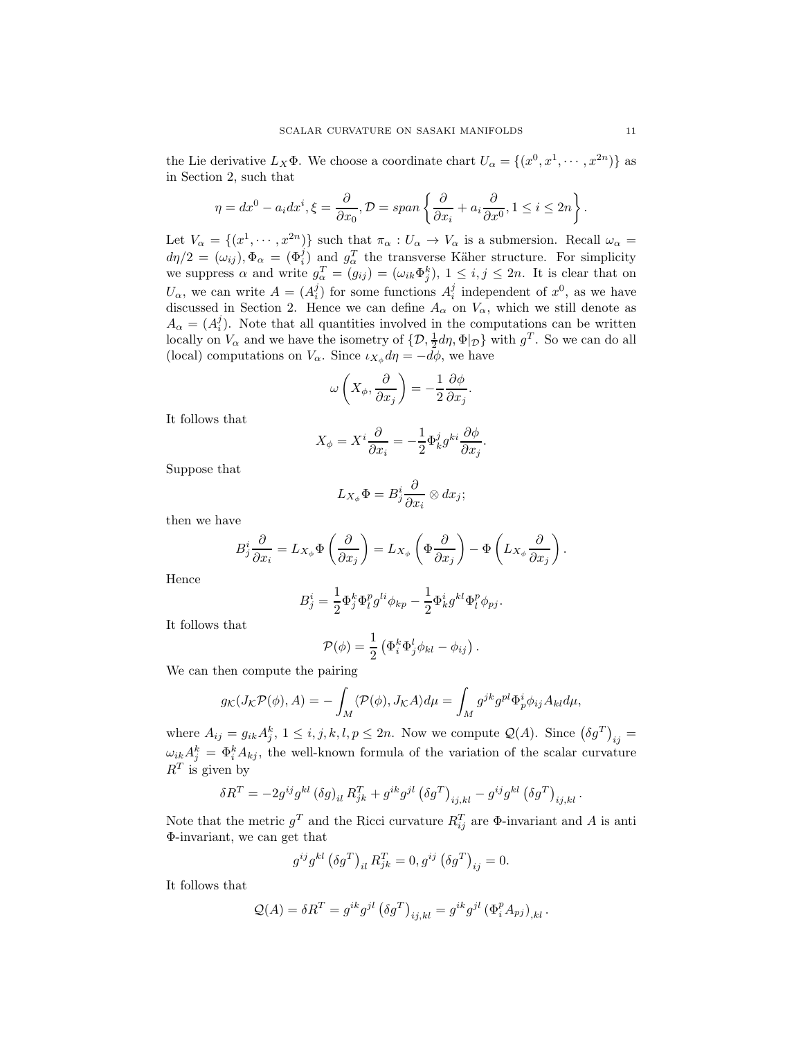the Lie derivative $L_X\Phi$. We choose a coordinate chart $U_\alpha = \{(x^0, x^1, \cdots, x^{2n})\}$ as in Section 2, such that

$$\eta = dx^0 - a_i dx^i, \xi = \frac{\partial}{\partial x_0}, \mathcal{D} = span\left\{\frac{\partial}{\partial x_i} + a_i \frac{\partial}{\partial x^0}, 1 \le i \le 2n\right\}.$$

Let $V_\alpha = \{(x^1, \cdots, x^{2n})\}$ such that $\pi_\alpha : U_\alpha \to V_\alpha$ is a submersion. Recall $\omega_\alpha = d\eta/2 = (\omega_{ij}), \Phi_\alpha = (\Phi_i^j)$ and $g_\alpha^T$ the transverse Käher structure. For simplicity we suppress $\alpha$ and write $g_\alpha^T = (g_{ij}) = (\omega_{ik}\Phi_j^k)$, $1 \le i, j \le 2n$. It is clear that on $U_\alpha$, we can write $A = (A_i^j)$ for some functions $A_i^j$ independent of $x^0$, as we have discussed in Section 2. Hence we can define $A_\alpha$ on $V_\alpha$, which we still denote as $A_\alpha = (A_i^j)$. Note that all quantities involved in the computations can be written locally on $V_\alpha$ and we have the isometry of $\{\mathcal{D}, \frac{1}{2}d\eta, \Phi|_\mathcal{D}\}$ with $g^T$. So we can do all (local) computations on $V_\alpha$. Since $\iota_{X_\phi} d\eta = -d\phi$, we have

$$\omega\left(X_\phi, \frac{\partial}{\partial x_j}\right) = -\frac{1}{2}\frac{\partial \phi}{\partial x_j}.$$

It follows that

$$X_\phi = X^i \frac{\partial}{\partial x_i} = -\frac{1}{2}\Phi_k^j g^{ki}\frac{\partial \phi}{\partial x_j}.$$

Suppose that

$$L_{X_\phi}\Phi = B_j^i \frac{\partial}{\partial x_i} \otimes dx_j;$$

then we have

$$B_j^i \frac{\partial}{\partial x_i} = L_{X_\phi}\Phi\left(\frac{\partial}{\partial x_j}\right) = L_{X_\phi}\left(\Phi\frac{\partial}{\partial x_j}\right) - \Phi\left(L_{X_\phi}\frac{\partial}{\partial x_j}\right).$$

Hence

$$B_j^i = \frac{1}{2}\Phi_j^k\Phi_l^p g^{li}\phi_{kp} - \frac{1}{2}\Phi_k^i g^{kl}\Phi_l^p\phi_{pj}.$$

It follows that

$$\mathcal{P}(\phi) = \frac{1}{2}\left(\Phi_i^k\Phi_j^l\phi_{kl} - \phi_{ij}\right).$$

We can then compute the pairing

$$g_\mathcal{K}(J_\mathcal{K}\mathcal{P}(\phi), A) = -\int_M \langle \mathcal{P}(\phi), J_\mathcal{K}A\rangle d\mu = \int_M g^{jk}g^{pl}\Phi_p^i\phi_{ij}A_{kl}d\mu,$$

where $A_{ij} = g_{ik}A_j^k$, $1 \le i, j, k, l, p \le 2n$. Now we compute $\mathcal{Q}(A)$. Since $\left(\delta g^T\right)_{ij} = \omega_{ik}A_j^k = \Phi_i^k A_{kj}$, the well-known formula of the variation of the scalar curvature $R^T$ is given by

$$\delta R^T = -2g^{ij}g^{kl}\left(\delta g\right)_{il}R_{jk}^T + g^{ik}g^{jl}\left(\delta g^T\right)_{ij,kl} - g^{ij}g^{kl}\left(\delta g^T\right)_{ij,kl}.$$

Note that the metric $g^T$ and the Ricci curvature $R_{ij}^T$ are $\Phi$-invariant and $A$ is anti $\Phi$-invariant, we can get that

$$g^{ij}g^{kl}\left(\delta g^T\right)_{il}R_{jk}^T = 0, g^{ij}\left(\delta g^T\right)_{ij} = 0.$$

It follows that

$$\mathcal{Q}(A) = \delta R^T = g^{ik}g^{jl}\left(\delta g^T\right)_{ij,kl} = g^{ik}g^{jl}\left(\Phi_i^p A_{pj}\right)_{,kl}.$$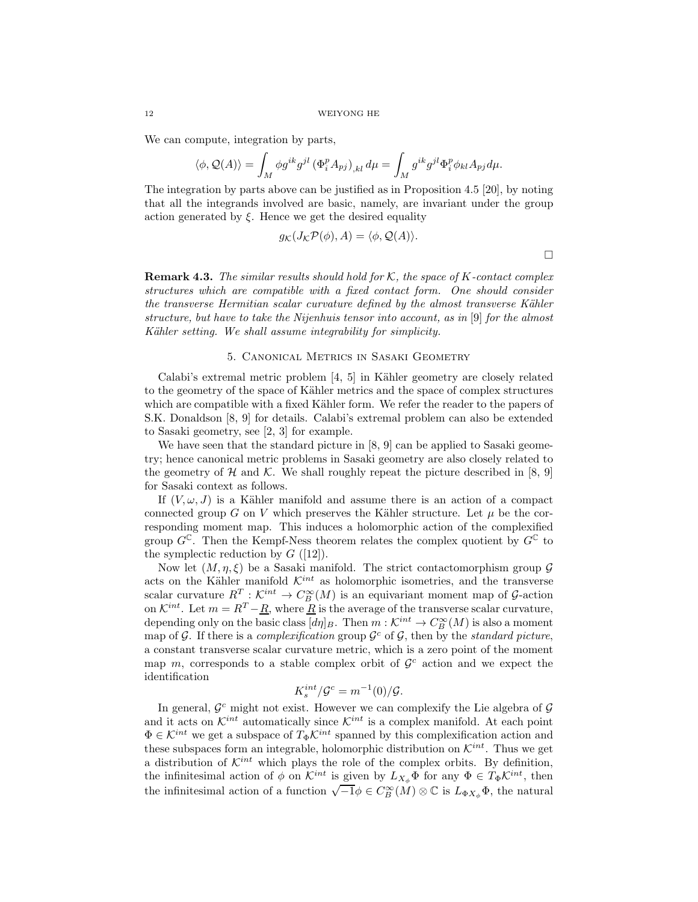We can compute, integration by parts,

$$\langle \phi, \mathcal{Q}(A)\rangle = \int_M \phi g^{ik} g^{jl} \left(\Phi_i^p A_{pj}\right)_{,kl} d\mu = \int_M g^{ik} g^{jl} \Phi_i^p \phi_{kl} A_{pj} d\mu.$$

The integration by parts above can be justified as in Proposition 4.5 [20], by noting that all the integrands involved are basic, namely, are invariant under the group action generated by $\xi$. Hence we get the desired equality

$$g_{\mathcal{K}}(J_{\mathcal{K}}\mathcal{P}(\phi), A) = \langle \phi, \mathcal{Q}(A)\rangle.$$

□

**Remark 4.3.** *The similar results should hold for $\mathcal{K}$, the space of K-contact complex structures which are compatible with a fixed contact form. One should consider the transverse Hermitian scalar curvature defined by the almost transverse Kähler structure, but have to take the Nijenhuis tensor into account, as in* [9] *for the almost Kähler setting. We shall assume integrability for simplicity.*

## 5. Canonical Metrics in Sasaki Geometry

Calabi's extremal metric problem [4, 5] in Kähler geometry are closely related to the geometry of the space of Kähler metrics and the space of complex structures which are compatible with a fixed Kähler form. We refer the reader to the papers of S.K. Donaldson [8, 9] for details. Calabi's extremal problem can also be extended to Sasaki geometry, see [2, 3] for example.

We have seen that the standard picture in [8, 9] can be applied to Sasaki geometry; hence canonical metric problems in Sasaki geometry are also closely related to the geometry of $\mathcal{H}$ and $\mathcal{K}$. We shall roughly repeat the picture described in [8, 9] for Sasaki context as follows.

If $(V, \omega, J)$ is a Kähler manifold and assume there is an action of a compact connected group $G$ on $V$ which preserves the Kähler structure. Let $\mu$ be the corresponding moment map. This induces a holomorphic action of the complexified group $G^{\mathbb{C}}$. Then the Kempf-Ness theorem relates the complex quotient by $G^{\mathbb{C}}$ to the symplectic reduction by $G$ ([12]).

Now let $(M, \eta, \xi)$ be a Sasaki manifold. The strict contactomorphism group $\mathcal{G}$ acts on the Kähler manifold $\mathcal{K}^{int}$ as holomorphic isometries, and the transverse scalar curvature $R^T : \mathcal{K}^{int} \to C^\infty_B(M)$ is an equivariant moment map of $\mathcal{G}$-action on $\mathcal{K}^{int}$. Let $m = R^T - \underline{R}$, where $\underline{R}$ is the average of the transverse scalar curvature, depending only on the basic class $[d\eta]_B$. Then $m : \mathcal{K}^{int} \to C^\infty_B(M)$ is also a moment map of $\mathcal{G}$. If there is a *complexification* group $\mathcal{G}^c$ of $\mathcal{G}$, then by the *standard picture*, a constant transverse scalar curvature metric, which is a zero point of the moment map $m$, corresponds to a stable complex orbit of $\mathcal{G}^c$ action and we expect the identification

$$K^{int}_s/\mathcal{G}^c = m^{-1}(0)/\mathcal{G}.$$

In general, $\mathcal{G}^c$ might not exist. However we can complexify the Lie algebra of $\mathcal{G}$ and it acts on $\mathcal{K}^{int}$ automatically since $\mathcal{K}^{int}$ is a complex manifold. At each point $\Phi \in \mathcal{K}^{int}$ we get a subspace of $T_\Phi \mathcal{K}^{int}$ spanned by this complexification action and these subspaces form an integrable, holomorphic distribution on $\mathcal{K}^{int}$. Thus we get a distribution of $\mathcal{K}^{int}$ which plays the role of the complex orbits. By definition, the infinitesimal action of $\phi$ on $\mathcal{K}^{int}$ is given by $L_{X_\phi}\Phi$ for any $\Phi \in T_\Phi \mathcal{K}^{int}$, then the infinitesimal action of a function $\sqrt{-1}\phi \in C^\infty_B(M) \otimes \mathbb{C}$ is $L_{\Phi X_\phi}\Phi$, the natural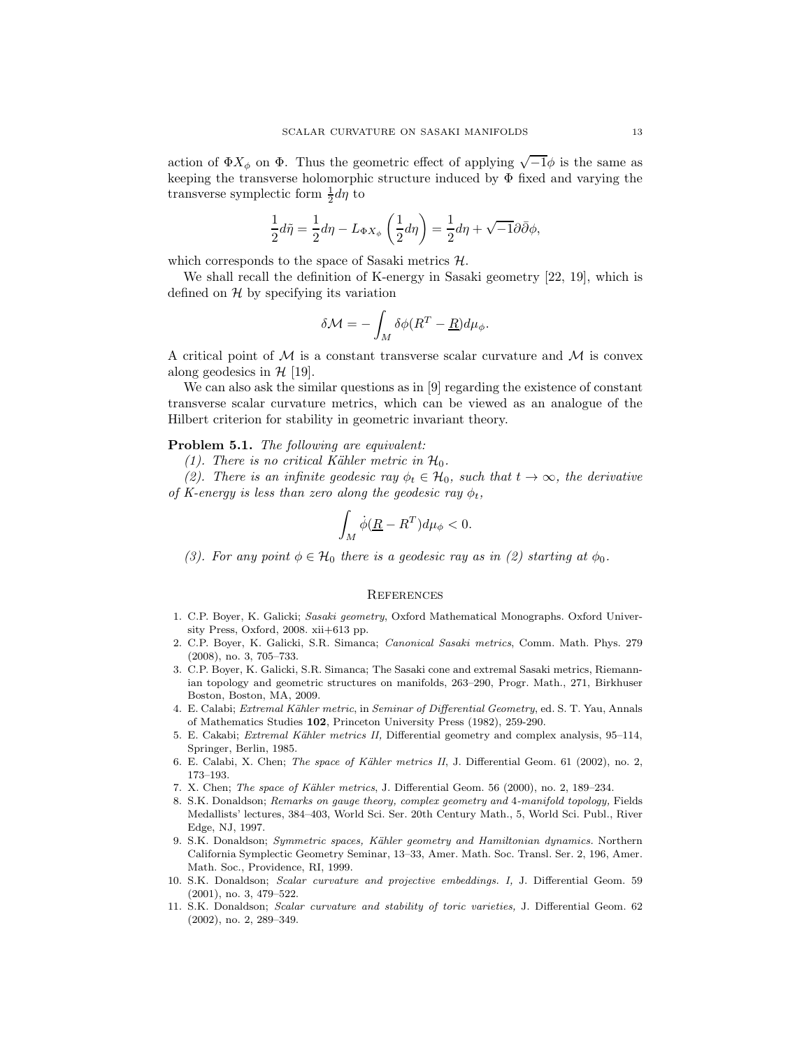action of $\Phi X_\phi$ on $\Phi$. Thus the geometric effect of applying $\sqrt{-1}\phi$ is the same as keeping the transverse holomorphic structure induced by $\Phi$ fixed and varying the transverse symplectic form $\frac{1}{2}d\eta$ to

$$\frac{1}{2}d\tilde{\eta} = \frac{1}{2}d\eta - L_{\Phi X_\phi}\left(\frac{1}{2}d\eta\right) = \frac{1}{2}d\eta + \sqrt{-1}\partial\bar{\partial}\phi,$$

which corresponds to the space of Sasaki metrics $\mathcal{H}$.

We shall recall the definition of K-energy in Sasaki geometry [22, 19], which is defined on $\mathcal{H}$ by specifying its variation

$$\delta\mathcal{M} = -\int_M \delta\phi(R^T - \underline{R})d\mu_\phi.$$

A critical point of $\mathcal{M}$ is a constant transverse scalar curvature and $\mathcal{M}$ is convex along geodesics in $\mathcal{H}$ [19].

We can also ask the similar questions as in [9] regarding the existence of constant transverse scalar curvature metrics, which can be viewed as an analogue of the Hilbert criterion for stability in geometric invariant theory.

**Problem 5.1.** *The following are equivalent:*

*(1). There is no critical Kähler metric in $\mathcal{H}_0$.*

*(2). There is an infinite geodesic ray $\phi_t \in \mathcal{H}_0$, such that $t \to \infty$, the derivative of K-energy is less than zero along the geodesic ray $\phi_t$,*

$$\int_M \dot{\phi}(\underline{R} - R^T)d\mu_\phi < 0.$$

*(3). For any point $\phi \in \mathcal{H}_0$ there is a geodesic ray as in (2) starting at $\phi_0$.*

## References

1. C.P. Boyer, K. Galicki; *Sasaki geometry*, Oxford Mathematical Monographs. Oxford University Press, Oxford, 2008. xii+613 pp.
2. C.P. Boyer, K. Galicki, S.R. Simanca; *Canonical Sasaki metrics*, Comm. Math. Phys. 279 (2008), no. 3, 705–733.
3. C.P. Boyer, K. Galicki, S.R. Simanca; The Sasaki cone and extremal Sasaki metrics, Riemannian topology and geometric structures on manifolds, 263–290, Progr. Math., 271, Birkhuser Boston, Boston, MA, 2009.
4. E. Calabi; *Extremal Kähler metric*, in *Seminar of Differential Geometry*, ed. S. T. Yau, Annals of Mathematics Studies **102**, Princeton University Press (1982), 259-290.
5. E. Cakabi; *Extremal Kähler metrics II,* Differential geometry and complex analysis, 95–114, Springer, Berlin, 1985.
6. E. Calabi, X. Chen; *The space of Kähler metrics II*, J. Differential Geom. 61 (2002), no. 2, 173–193.
7. X. Chen; *The space of Kähler metrics*, J. Differential Geom. 56 (2000), no. 2, 189–234.
8. S.K. Donaldson; *Remarks on gauge theory, complex geometry and 4-manifold topology,* Fields Medallists' lectures, 384–403, World Sci. Ser. 20th Century Math., 5, World Sci. Publ., River Edge, NJ, 1997.
9. S.K. Donaldson; *Symmetric spaces, Kähler geometry and Hamiltonian dynamics.* Northern California Symplectic Geometry Seminar, 13–33, Amer. Math. Soc. Transl. Ser. 2, 196, Amer. Math. Soc., Providence, RI, 1999.
10. S.K. Donaldson; *Scalar curvature and projective embeddings. I,* J. Differential Geom. 59 (2001), no. 3, 479–522.
11. S.K. Donaldson; *Scalar curvature and stability of toric varieties,* J. Differential Geom. 62 (2002), no. 2, 289–349.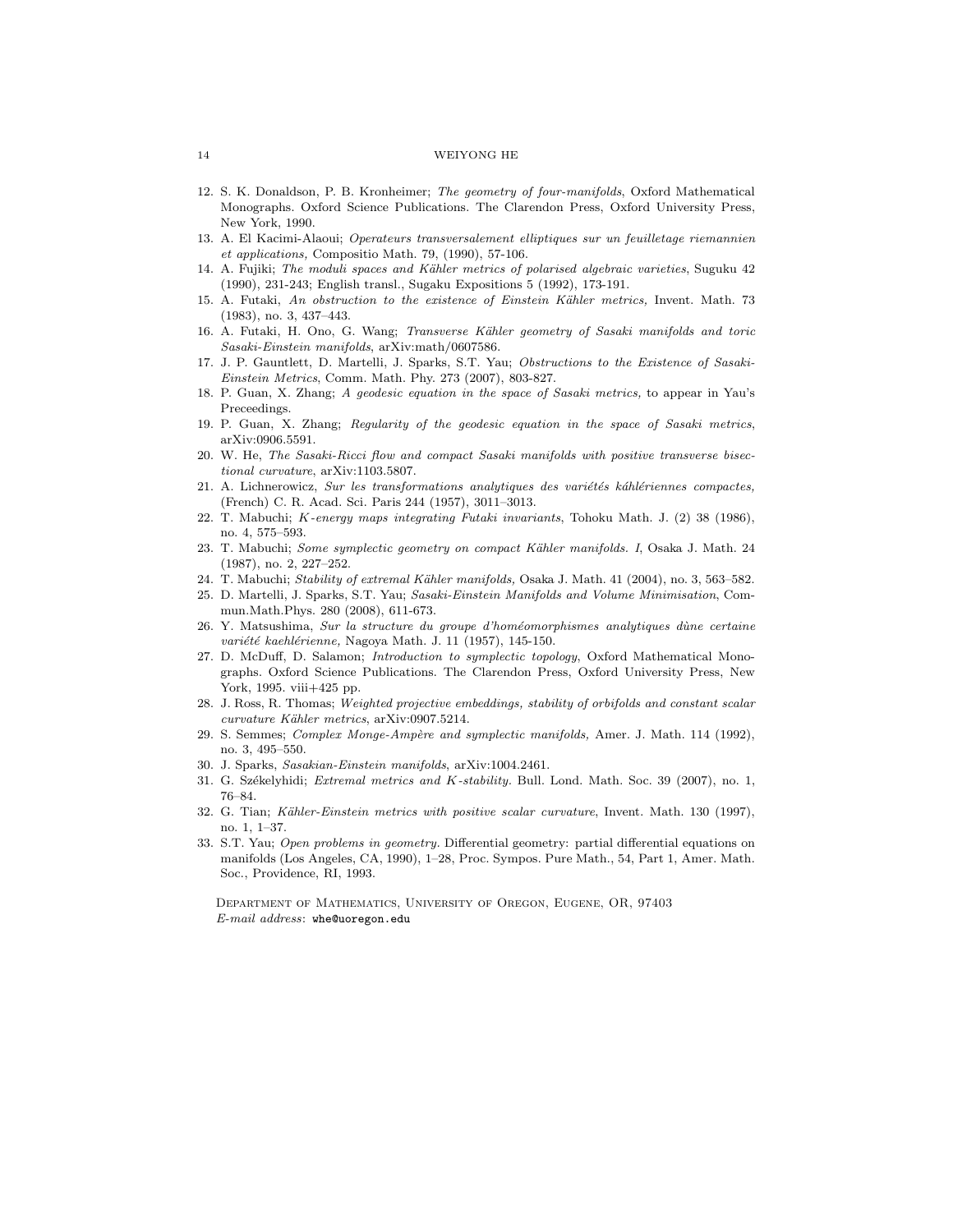12. S. K. Donaldson, P. B. Kronheimer; *The geometry of four-manifolds*, Oxford Mathematical Monographs. Oxford Science Publications. The Clarendon Press, Oxford University Press, New York, 1990.
13. A. El Kacimi-Alaoui; *Operateurs transversalement elliptiques sur un feuilletage riemannien et applications,* Compositio Math. 79, (1990), 57-106.
14. A. Fujiki; *The moduli spaces and Kähler metrics of polarised algebraic varieties*, Suguku 42 (1990), 231-243; English transl., Sugaku Expositions 5 (1992), 173-191.
15. A. Futaki, *An obstruction to the existence of Einstein Kähler metrics,* Invent. Math. 73 (1983), no. 3, 437–443.
16. A. Futaki, H. Ono, G. Wang; *Transverse Kähler geometry of Sasaki manifolds and toric Sasaki-Einstein manifolds*, arXiv:math/0607586.
17. J. P. Gauntlett, D. Martelli, J. Sparks, S.T. Yau; *Obstructions to the Existence of Sasaki-Einstein Metrics*, Comm. Math. Phy. 273 (2007), 803-827.
18. P. Guan, X. Zhang; *A geodesic equation in the space of Sasaki metrics,* to appear in Yau's Preceedings.
19. P. Guan, X. Zhang; *Regularity of the geodesic equation in the space of Sasaki metrics*, arXiv:0906.5591.
20. W. He, *The Sasaki-Ricci flow and compact Sasaki manifolds with positive transverse bisectional curvature*, arXiv:1103.5807.
21. A. Lichnerowicz, *Sur les transformations analytiques des variétés kählériennes compactes,* (French) C. R. Acad. Sci. Paris 244 (1957), 3011–3013.
22. T. Mabuchi; *K-energy maps integrating Futaki invariants*, Tohoku Math. J. (2) 38 (1986), no. 4, 575–593.
23. T. Mabuchi; *Some symplectic geometry on compact Kähler manifolds. I*, Osaka J. Math. 24 (1987), no. 2, 227–252.
24. T. Mabuchi; *Stability of extremal Kähler manifolds,* Osaka J. Math. 41 (2004), no. 3, 563–582.
25. D. Martelli, J. Sparks, S.T. Yau; *Sasaki-Einstein Manifolds and Volume Minimisation*, Commun.Math.Phys. 280 (2008), 611-673.
26. Y. Matsushima, *Sur la structure du groupe d'homéomorphismes analytiques dùne certaine variété kaehlérienne,* Nagoya Math. J. 11 (1957), 145-150.
27. D. McDuff, D. Salamon; *Introduction to symplectic topology*, Oxford Mathematical Monographs. Oxford Science Publications. The Clarendon Press, Oxford University Press, New York, 1995. viii+425 pp.
28. J. Ross, R. Thomas; *Weighted projective embeddings, stability of orbifolds and constant scalar curvature Kähler metrics*, arXiv:0907.5214.
29. S. Semmes; *Complex Monge-Ampère and symplectic manifolds,* Amer. J. Math. 114 (1992), no. 3, 495–550.
30. J. Sparks, *Sasakian-Einstein manifolds*, arXiv:1004.2461.
31. G. Székelyhidi; *Extremal metrics and K-stability*. Bull. Lond. Math. Soc. 39 (2007), no. 1, 76–84.
32. G. Tian; *Kähler-Einstein metrics with positive scalar curvature*, Invent. Math. 130 (1997), no. 1, 1–37.
33. S.T. Yau; *Open problems in geometry.* Differential geometry: partial differential equations on manifolds (Los Angeles, CA, 1990), 1–28, Proc. Sympos. Pure Math., 54, Part 1, Amer. Math. Soc., Providence, RI, 1993.

Department of Mathematics, University of Oregon, Eugene, OR, 97403
*E-mail address*: whe@uoregon.edu